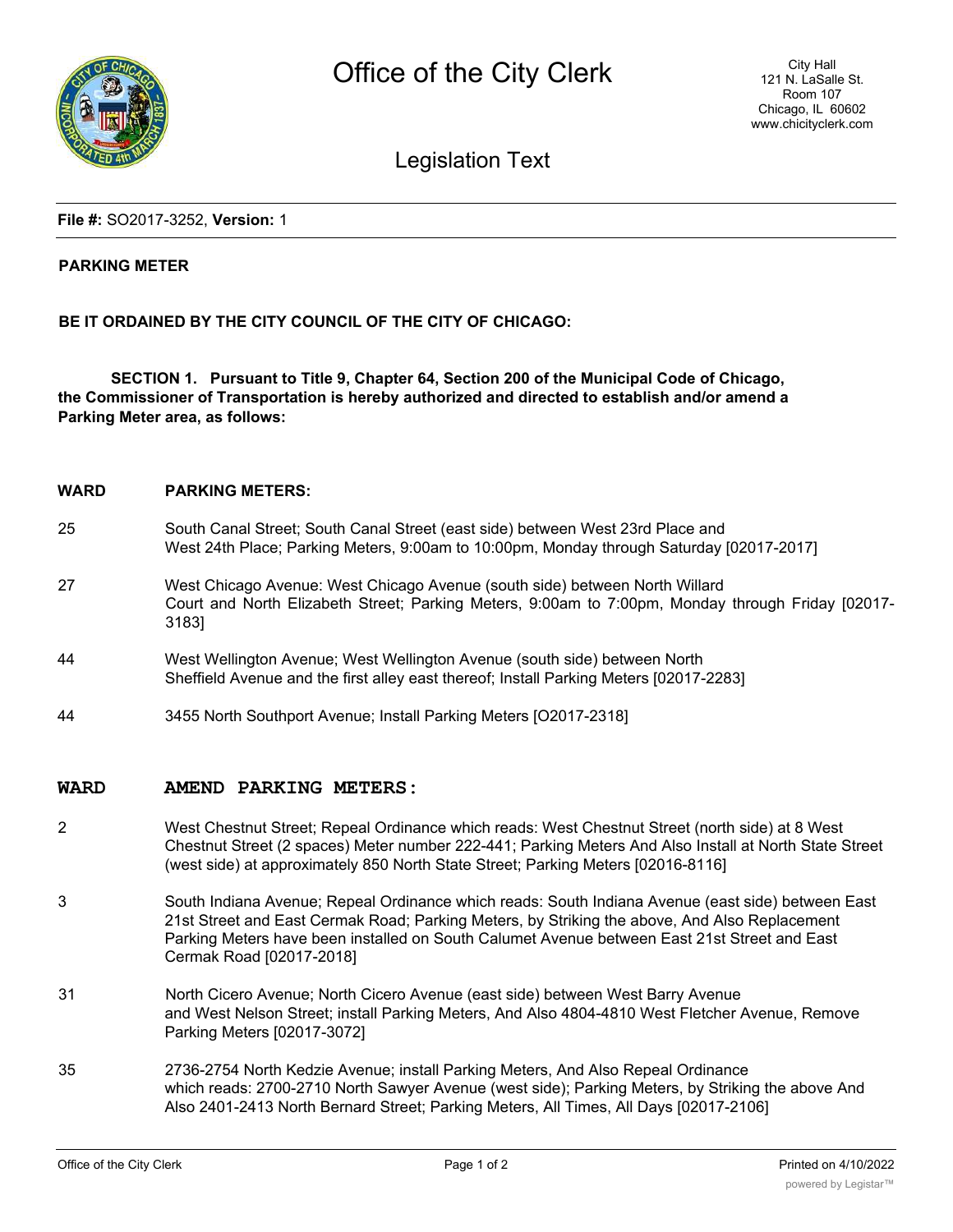# Office of the City Clerk

City Hall
121 N. LaSalle St.
Room 107
Chicago, IL 60602
www.chicityclerk.com

## Legislation Text

**File #:** SO2017-3252, **Version:** 1

**PARKING METER**

**BE IT ORDAINED BY THE CITY COUNCIL OF THE CITY OF CHICAGO:**

**SECTION 1. Pursuant to Title 9, Chapter 64, Section 200 of the Municipal Code of Chicago, the Commissioner of Transportation is hereby authorized and directed to establish and/or amend a Parking Meter area, as follows:**

| WARD | PARKING METERS: |
|---|---|
| 25 | South Canal Street; South Canal Street (east side) between West 23rd Place and West 24th Place; Parking Meters, 9:00am to 10:00pm, Monday through Saturday [02017-2017] |
| 27 | West Chicago Avenue: West Chicago Avenue (south side) between North Willard Court and North Elizabeth Street; Parking Meters, 9:00am to 7:00pm, Monday through Friday [02017-3183] |
| 44 | West Wellington Avenue; West Wellington Avenue (south side) between North Sheffield Avenue and the first alley east thereof; Install Parking Meters [02017-2283] |
| 44 | 3455 North Southport Avenue; Install Parking Meters [O2017-2318] |

| WARD | AMEND PARKING METERS: |
|---|---|
| 2 | West Chestnut Street; Repeal Ordinance which reads: West Chestnut Street (north side) at 8 West Chestnut Street (2 spaces) Meter number 222-441; Parking Meters And Also Install at North State Street (west side) at approximately 850 North State Street; Parking Meters [02016-8116] |
| 3 | South Indiana Avenue; Repeal Ordinance which reads: South Indiana Avenue (east side) between East 21st Street and East Cermak Road; Parking Meters, by Striking the above, And Also Replacement Parking Meters have been installed on South Calumet Avenue between East 21st Street and East Cermak Road [02017-2018] |
| 31 | North Cicero Avenue; North Cicero Avenue (east side) between West Barry Avenue and West Nelson Street; install Parking Meters, And Also 4804-4810 West Fletcher Avenue, Remove Parking Meters [02017-3072] |
| 35 | 2736-2754 North Kedzie Avenue; install Parking Meters, And Also Repeal Ordinance which reads: 2700-2710 North Sawyer Avenue (west side); Parking Meters, by Striking the above And Also 2401-2413 North Bernard Street; Parking Meters, All Times, All Days [02017-2106] |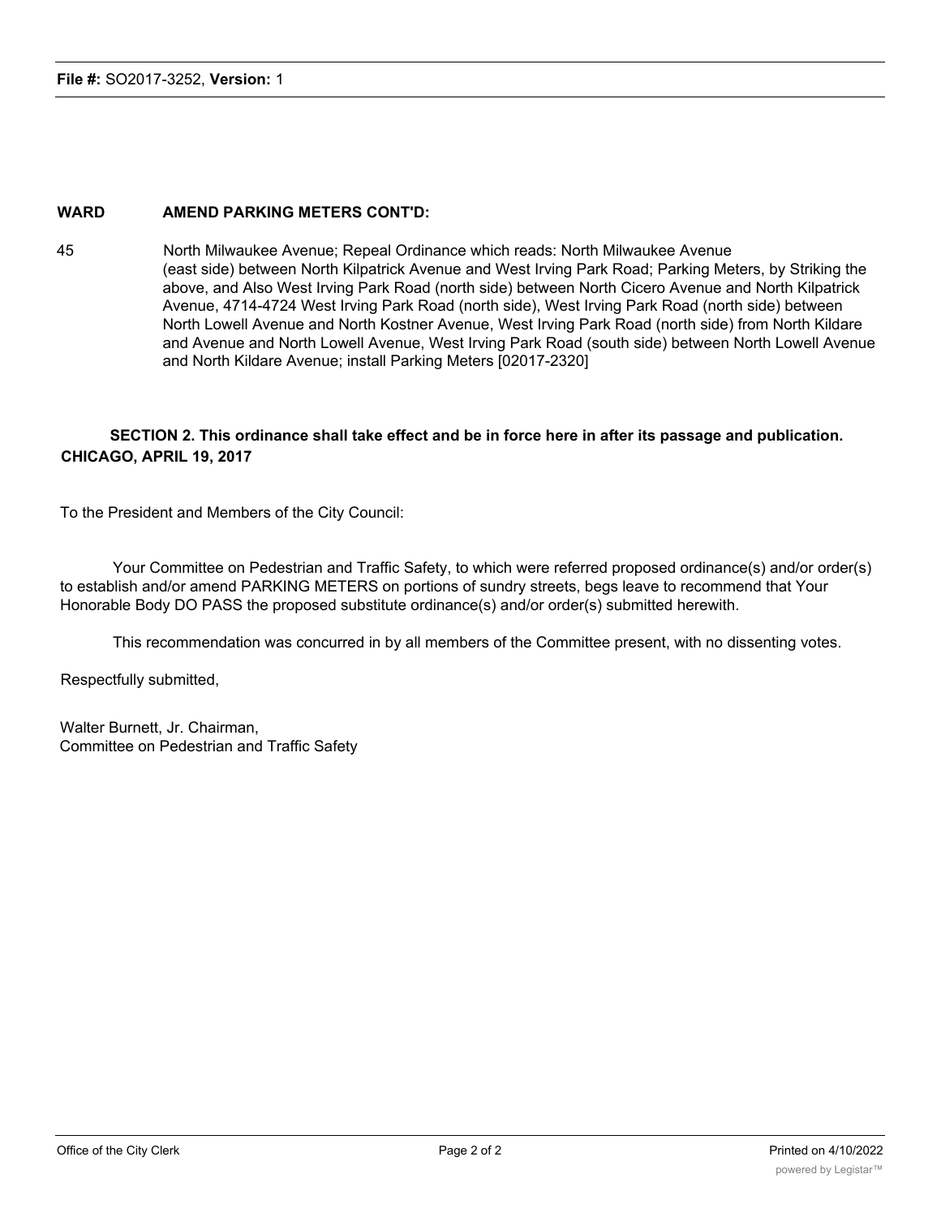**WARD AMEND PARKING METERS CONT'D:**

| WARD | AMEND PARKING METERS CONT'D: |
|---|---|
| 45 | North Milwaukee Avenue; Repeal Ordinance which reads: North Milwaukee Avenue (east side) between North Kilpatrick Avenue and West Irving Park Road; Parking Meters, by Striking the above, and Also West Irving Park Road (north side) between North Cicero Avenue and North Kilpatrick Avenue, 4714-4724 West Irving Park Road (north side), West Irving Park Road (north side) between North Lowell Avenue and North Kostner Avenue, West Irving Park Road (north side) from North Kildare and Avenue and North Lowell Avenue, West Irving Park Road (south side) between North Lowell Avenue and North Kildare Avenue; install Parking Meters [02017-2320] |

**SECTION 2. This ordinance shall take effect and be in force here in after its passage and publication.**
**CHICAGO, APRIL 19, 2017**

To the President and Members of the City Council:

Your Committee on Pedestrian and Traffic Safety, to which were referred proposed ordinance(s) and/or order(s) to establish and/or amend PARKING METERS on portions of sundry streets, begs leave to recommend that Your Honorable Body DO PASS the proposed substitute ordinance(s) and/or order(s) submitted herewith.

This recommendation was concurred in by all members of the Committee present, with no dissenting votes.

Respectfully submitted,

Walter Burnett, Jr. Chairman,
Committee on Pedestrian and Traffic Safety